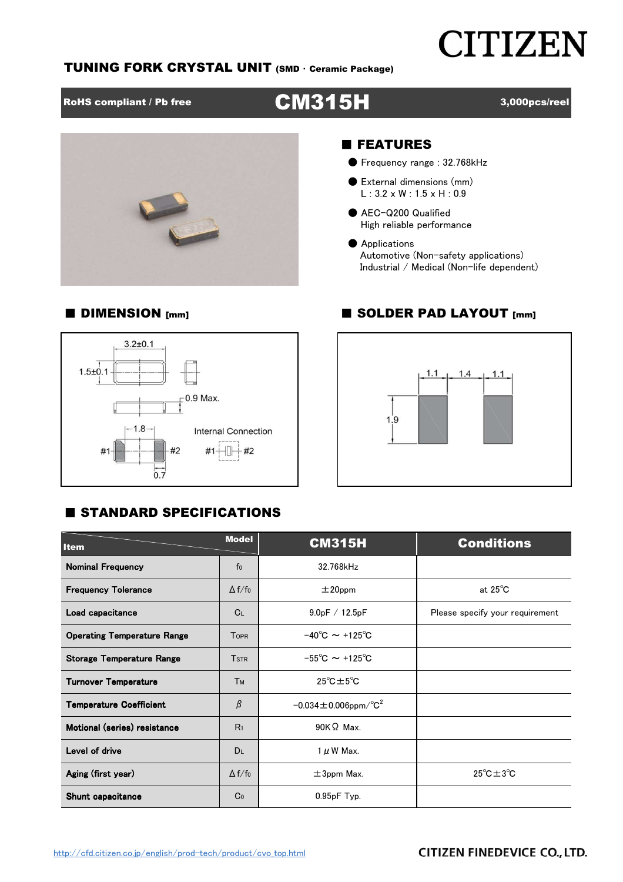# CITIZEN

## TUNING FORK CRYSTAL UNIT (SMD · Ceramic Package)

**RoHS compliant / Pb free** | **CM315H** | **3,000pcs/reel**

## ■ FEATURES

- Frequency range : 32.768kHz
- External dimensions (mm)
  L : 3.2 x W : 1.5 x H : 0.9
- AEC-Q200 Qualified
  High reliable performance
- Applications
  Automotive (Non-safety applications)
  Industrial / Medical (Non-life dependent)

## ■ DIMENSION [mm]

3.2±0.1

1.5±0.1

0.9 Max.

1.8

#1 #2

0.7

Internal Connection

#1 #2

## ■ SOLDER PAD LAYOUT [mm]

1.1 1.4 1.1

1.9

## ■ STANDARD SPECIFICATIONS

| Item / Model | | CM315H | Conditions |
|---|---|---|---|
| Nominal Frequency | $f_0$ | 32.768kHz | |
| Frequency Tolerance | $\Delta f/f_0$ | ±20ppm | at 25℃ |
| Load capacitance | $C_L$ | 9.0pF / 12.5pF | Please specify your requirement |
| Operating Temperature Range | $T_{OPR}$ | −40℃ ～ +125℃ | |
| Storage Temperature Range | $T_{STR}$ | −55℃ ～ +125℃ | |
| Turnover Temperature | $T_M$ | 25℃±5℃ | |
| Temperature Coefficient | $\beta$ | −0.034±0.006ppm/℃$^2$ | |
| Motional (series) resistance | $R_1$ | 90KΩ Max. | |
| Level of drive | $D_L$ | 1μW Max. | |
| Aging (first year) | $\Delta f/f_0$ | ±3ppm Max. | 25℃±3℃ |
| Shunt capacitance | $C_0$ | 0.95pF Typ. | |

http://cfd.citizen.co.jp/english/prod-tech/product/cvo_top.html

CITIZEN FINEDEVICE CO., LTD.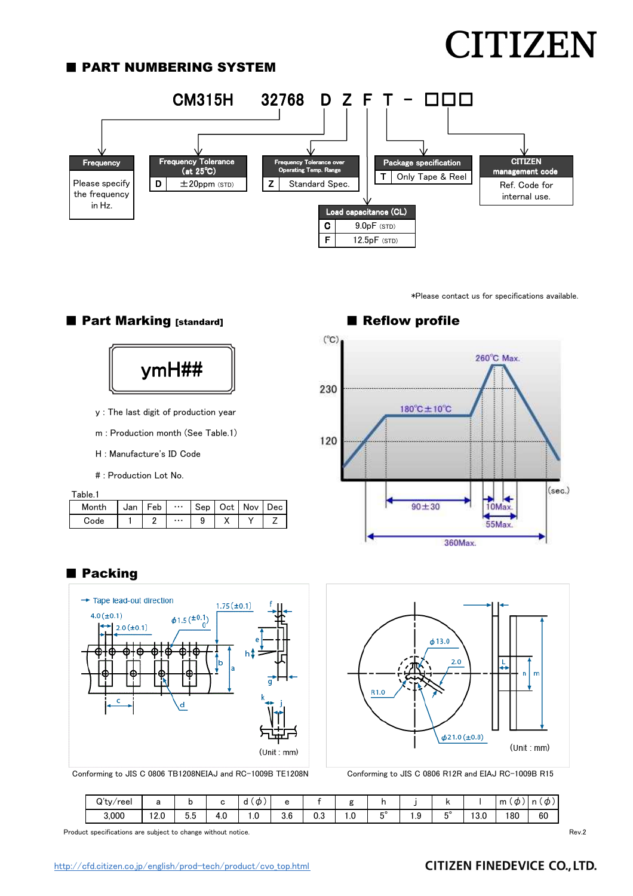CITIZEN

## ■ PART NUMBERING SYSTEM

CM315H 32768 D Z F T - □□□

**Frequency**
Please specify the frequency in Hz.

**Frequency Tolerance (at 25℃)**

| | |
|---|---|
| D | ±20ppm (STD) |

**Frequency Tolerance over Operating Temp. Range**

| | |
|---|---|
| Z | Standard Spec. |

**Load capacitance (CL)**

| | |
|---|---|
| C | 9.0pF (STD) |
| F | 12.5pF (STD) |

**Package specification**

| | |
|---|---|
| T | Only Tape & Reel |

**CITIZEN management code**
Ref. Code for internal use.

*Please contact us for specifications available.

## ■ Part Marking [standard]

ymH##

y : The last digit of production year

m : Production month (See Table.1)

H : Manufacture's ID Code

# : Production Lot No.

Table.1

| Month | Jan | Feb | ··· | Sep | Oct | Nov | Dec |
|---|---|---|---|---|---|---|---|
| Code | 1 | 2 | ··· | 9 | X | Y | Z |

## ■ Reflow profile

(℃)
260℃ Max.
230
180℃±10℃
120
(sec.)
90±30
10Max.
55Max.
360Max.

## ■ Packing

Tape lead-out direction
4.0(±0.1)
2.0(±0.1)
φ1.5(+0.1/0)
1.75(±0.1)
f e h g b a c d k j
(Unit : mm)

Conforming to JIS C 0806 TB1208NEIAJ and RC-1009B TE1208N

φ13.0
2.0
R1.0
φ21.0(±0.8)
L n m
(Unit : mm)

Conforming to JIS C 0806 R12R and EIAJ RC-1009B R15

| Q'ty/reel | a | b | c | d (φ) | e | f | g | h | j | k | l | m (φ) | n (φ) |
|---|---|---|---|---|---|---|---|---|---|---|---|---|---|
| 3,000 | 12.0 | 5.5 | 4.0 | 1.0 | 3.6 | 0.3 | 1.0 | 5° | 1.9 | 5° | 13.0 | 180 | 60 |

Product specifications are subject to change without notice.

Rev.2

http://cfd.citizen.co.jp/english/prod-tech/product/cvo_top.html

CITIZEN FINEDEVICE CO., LTD.